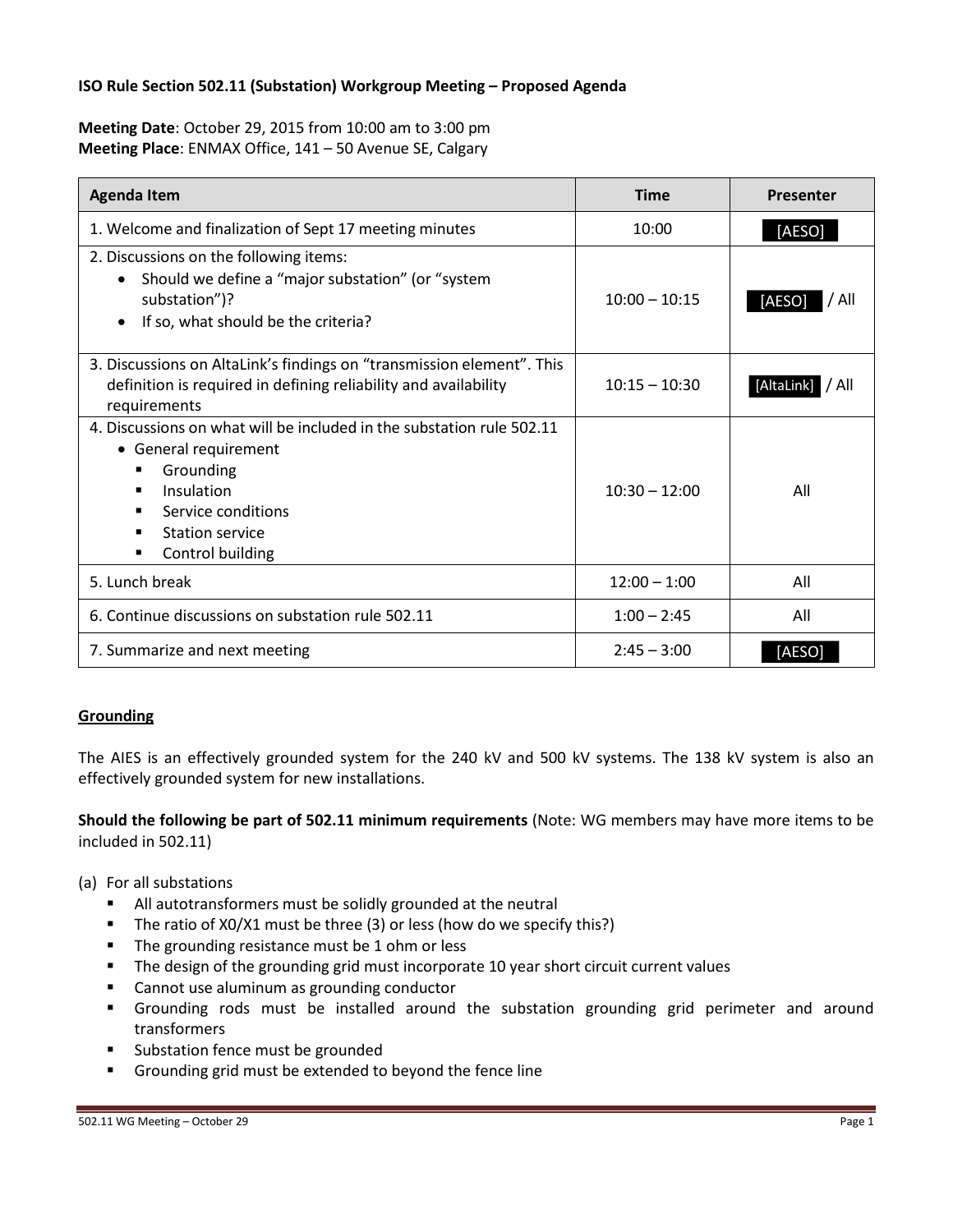**ISO Rule Section 502.11 (Substation) Workgroup Meeting – Proposed Agenda**

**Meeting Date**: October 29, 2015 from 10:00 am to 3:00 pm
**Meeting Place**: ENMAX Office, 141 – 50 Avenue SE, Calgary

| Agenda Item | Time | Presenter |
| --- | --- | --- |
| 1. Welcome and finalization of Sept 17 meeting minutes | 10:00 | [AESO] |
| 2. Discussions on the following items:<br>• Should we define a "major substation" (or "system substation")?<br>• If so, what should be the criteria? | 10:00 – 10:15 | [AESO] / All |
| 3. Discussions on AltaLink's findings on "transmission element". This definition is required in defining reliability and availability requirements | 10:15 – 10:30 | [AltaLink] / All |
| 4. Discussions on what will be included in the substation rule 502.11<br>• General requirement<br>▪ Grounding<br>▪ Insulation<br>▪ Service conditions<br>▪ Station service<br>▪ Control building | 10:30 – 12:00 | All |
| 5. Lunch break | 12:00 – 1:00 | All |
| 6. Continue discussions on substation rule 502.11 | 1:00 – 2:45 | All |
| 7. Summarize and next meeting | 2:45 – 3:00 | [AESO] |

**Grounding**

The AIES is an effectively grounded system for the 240 kV and 500 kV systems. The 138 kV system is also an effectively grounded system for new installations.

**Should the following be part of 502.11 minimum requirements** (Note: WG members may have more items to be included in 502.11)

(a) For all substations

- All autotransformers must be solidly grounded at the neutral
- The ratio of X0/X1 must be three (3) or less (how do we specify this?)
- The grounding resistance must be 1 ohm or less
- The design of the grounding grid must incorporate 10 year short circuit current values
- Cannot use aluminum as grounding conductor
- Grounding rods must be installed around the substation grounding grid perimeter and around transformers
- Substation fence must be grounded
- Grounding grid must be extended to beyond the fence line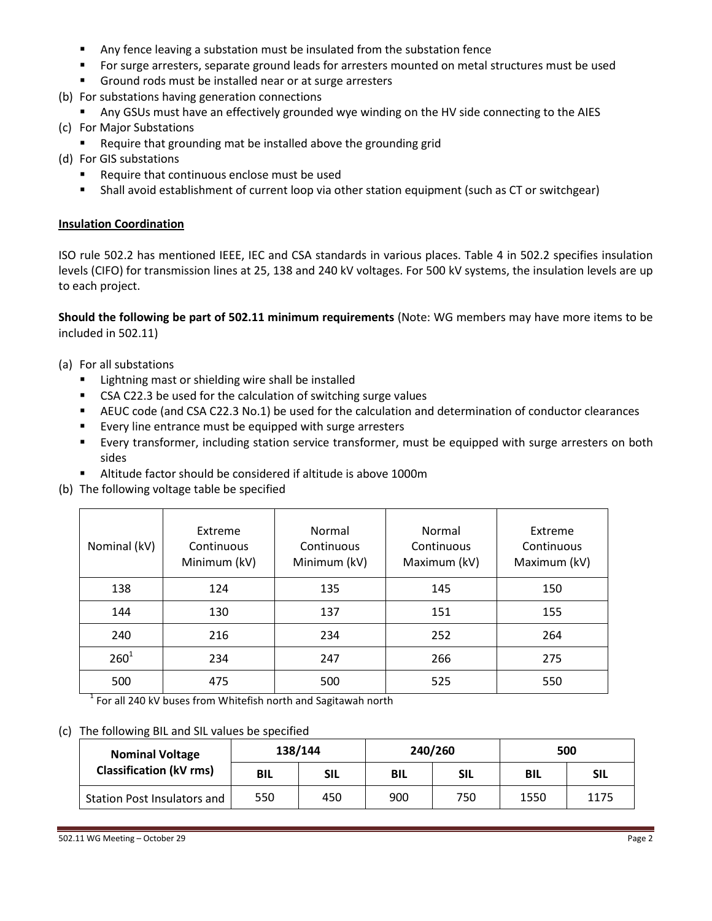- Any fence leaving a substation must be insulated from the substation fence
- For surge arresters, separate ground leads for arresters mounted on metal structures must be used
- Ground rods must be installed near or at surge arresters

(b) For substations having generation connections

- Any GSUs must have an effectively grounded wye winding on the HV side connecting to the AIES

(c) For Major Substations

- Require that grounding mat be installed above the grounding grid

(d) For GIS substations

- Require that continuous enclose must be used
- Shall avoid establishment of current loop via other station equipment (such as CT or switchgear)

**Insulation Coordination**

ISO rule 502.2 has mentioned IEEE, IEC and CSA standards in various places. Table 4 in 502.2 specifies insulation levels (CIFO) for transmission lines at 25, 138 and 240 kV voltages. For 500 kV systems, the insulation levels are up to each project.

**Should the following be part of 502.11 minimum requirements** (Note: WG members may have more items to be included in 502.11)

(a) For all substations

- Lightning mast or shielding wire shall be installed
- CSA C22.3 be used for the calculation of switching surge values
- AEUC code (and CSA C22.3 No.1) be used for the calculation and determination of conductor clearances
- Every line entrance must be equipped with surge arresters
- Every transformer, including station service transformer, must be equipped with surge arresters on both sides
- Altitude factor should be considered if altitude is above 1000m

(b) The following voltage table be specified

| Nominal (kV) | Extreme Continuous Minimum (kV) | Normal Continuous Minimum (kV) | Normal Continuous Maximum (kV) | Extreme Continuous Maximum (kV) |
|---|---|---|---|---|
| 138 | 124 | 135 | 145 | 150 |
| 144 | 130 | 137 | 151 | 155 |
| 240 | 216 | 234 | 252 | 264 |
| 260[1] | 234 | 247 | 266 | 275 |
| 500 | 475 | 500 | 525 | 550 |

[1] For all 240 kV buses from Whitefish north and Sagitawah north

(c) The following BIL and SIL values be specified

| Nominal Voltage Classification (kV rms) | 138/144 | | 240/260 | | 500 | |
|---|---|---|---|---|---|---|
| | BIL | SIL | BIL | SIL | BIL | SIL |
| Station Post Insulators and | 550 | 450 | 900 | 750 | 1550 | 1175 |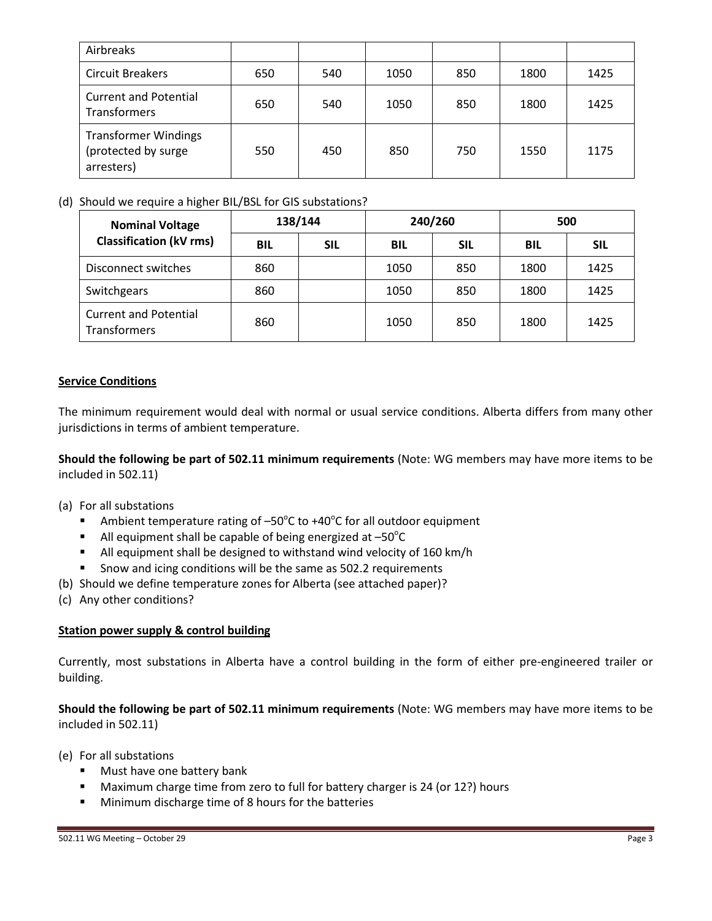| Airbreaks | | | | | | |
|---|---|---|---|---|---|---|
| Circuit Breakers | 650 | 540 | 1050 | 850 | 1800 | 1425 |
| Current and Potential Transformers | 650 | 540 | 1050 | 850 | 1800 | 1425 |
| Transformer Windings (protected by surge arresters) | 550 | 450 | 850 | 750 | 1550 | 1175 |

(d) Should we require a higher BIL/BSL for GIS substations?

| Nominal Voltage Classification (kV rms) | 138/144 | | 240/260 | | 500 | |
|---|---|---|---|---|---|---|
| | **BIL** | **SIL** | **BIL** | **SIL** | **BIL** | **SIL** |
| Disconnect switches | 860 | | 1050 | 850 | 1800 | 1425 |
| Switchgears | 860 | | 1050 | 850 | 1800 | 1425 |
| Current and Potential Transformers | 860 | | 1050 | 850 | 1800 | 1425 |

## Service Conditions

The minimum requirement would deal with normal or usual service conditions. Alberta differs from many other jurisdictions in terms of ambient temperature.

**Should the following be part of 502.11 minimum requirements** (Note: WG members may have more items to be included in 502.11)

(a) For all substations
- Ambient temperature rating of –50°C to +40°C for all outdoor equipment
- All equipment shall be capable of being energized at –50°C
- All equipment shall be designed to withstand wind velocity of 160 km/h
- Snow and icing conditions will be the same as 502.2 requirements

(b) Should we define temperature zones for Alberta (see attached paper)?

(c) Any other conditions?

## Station power supply & control building

Currently, most substations in Alberta have a control building in the form of either pre-engineered trailer or building.

**Should the following be part of 502.11 minimum requirements** (Note: WG members may have more items to be included in 502.11)

(e) For all substations
- Must have one battery bank
- Maximum charge time from zero to full for battery charger is 24 (or 12?) hours
- Minimum discharge time of 8 hours for the batteries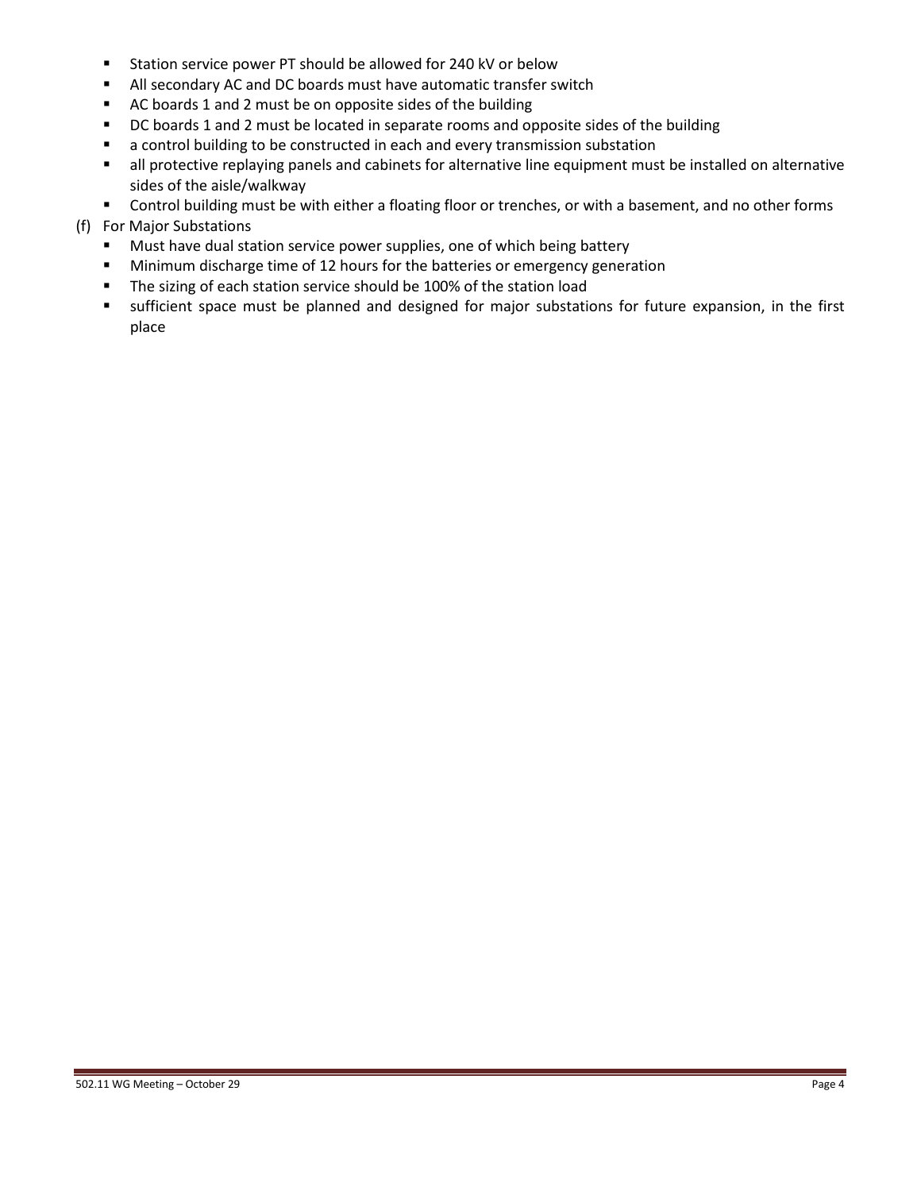- Station service power PT should be allowed for 240 kV or below
- All secondary AC and DC boards must have automatic transfer switch
- AC boards 1 and 2 must be on opposite sides of the building
- DC boards 1 and 2 must be located in separate rooms and opposite sides of the building
- a control building to be constructed in each and every transmission substation
- all protective replaying panels and cabinets for alternative line equipment must be installed on alternative sides of the aisle/walkway
- Control building must be with either a floating floor or trenches, or with a basement, and no other forms

(f) For Major Substations

- Must have dual station service power supplies, one of which being battery
- Minimum discharge time of 12 hours for the batteries or emergency generation
- The sizing of each station service should be 100% of the station load
- sufficient space must be planned and designed for major substations for future expansion, in the first place